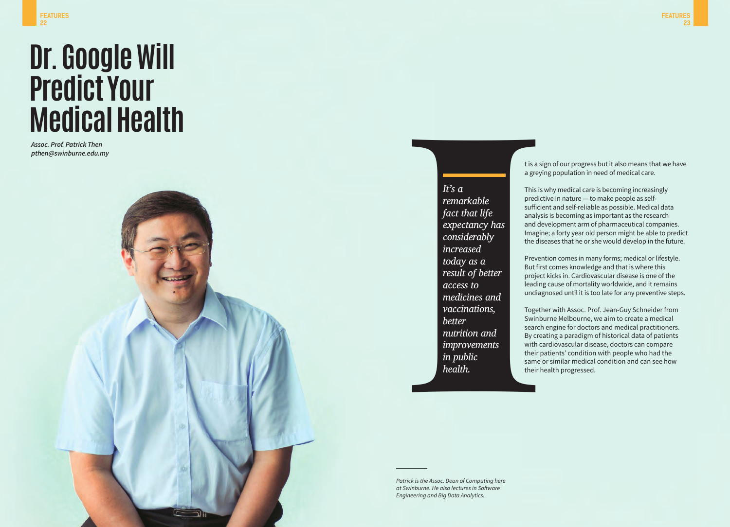# Dr. Google Will Predict Your Medical Health

***Assoc. Prof. Patrick Then***
***pthen@swinburne.edu.my***

*It's a remarkable fact that life expectancy has considerably increased today as a result of better access to medicines and vaccinations, better nutrition and improvements in public health.*

It is a sign of our progress but it also means that we have a greying population in need of medical care.

This is why medical care is becoming increasingly predictive in nature — to make people as self-sufficient and self-reliable as possible. Medical data analysis is becoming as important as the research and development arm of pharmaceutical companies. Imagine; a forty year old person might be able to predict the diseases that he or she would develop in the future.

Prevention comes in many forms; medical or lifestyle. But first comes knowledge and that is where this project kicks in. Cardiovascular disease is one of the leading cause of mortality worldwide, and it remains undiagnosed until it is too late for any preventive steps.

Together with Assoc. Prof. Jean-Guy Schneider from Swinburne Melbourne, we aim to create a medical search engine for doctors and medical practitioners. By creating a paradigm of historical data of patients with cardiovascular disease, doctors can compare their patients' condition with people who had the same or similar medical condition and can see how their health progressed.

---

*Patrick is the Assoc. Dean of Computing here at Swinburne. He also lectures in Software Engineering and Big Data Analytics.*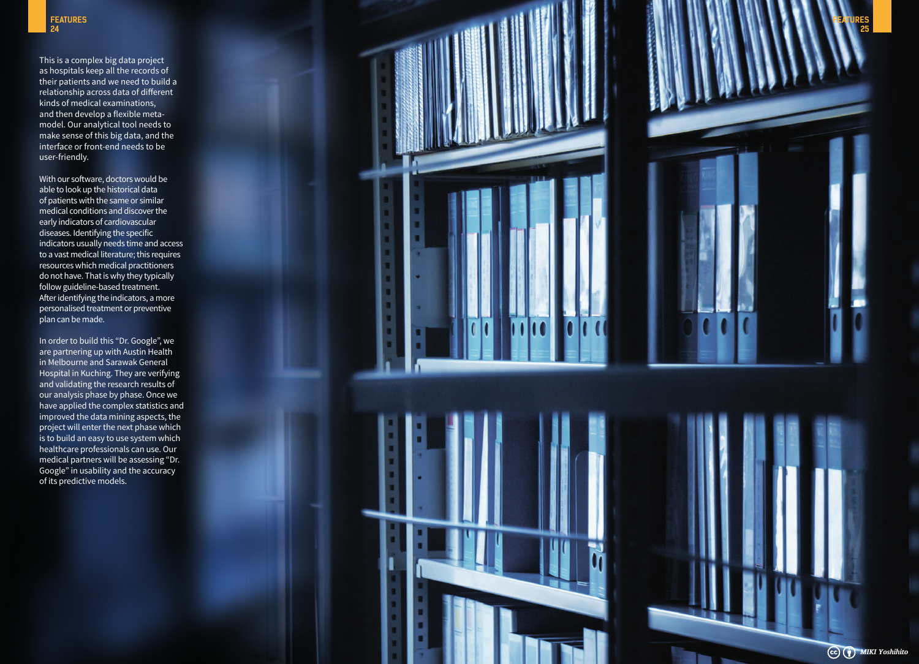This is a complex big data project as hospitals keep all the records of their patients and we need to build a relationship across data of different kinds of medical examinations, and then develop a flexible meta-model. Our analytical tool needs to make sense of this big data, and the interface or front-end needs to be user-friendly.

With our software, doctors would be able to look up the historical data of patients with the same or similar medical conditions and discover the early indicators of cardiovascular diseases. Identifying the specific indicators usually needs time and access to a vast medical literature; this requires resources which medical practitioners do not have. That is why they typically follow guideline-based treatment. After identifying the indicators, a more personalised treatment or preventive plan can be made.

In order to build this "Dr. Google", we are partnering up with Austin Health in Melbourne and Sarawak General Hospital in Kuching. They are verifying and validating the research results of our analysis phase by phase. Once we have applied the complex statistics and improved the data mining aspects, the project will enter the next phase which is to build an easy to use system which healthcare professionals can use. Our medical partners will be assessing "Dr. Google" in usability and the accuracy of its predictive models.

*MIKI Yoshihito*